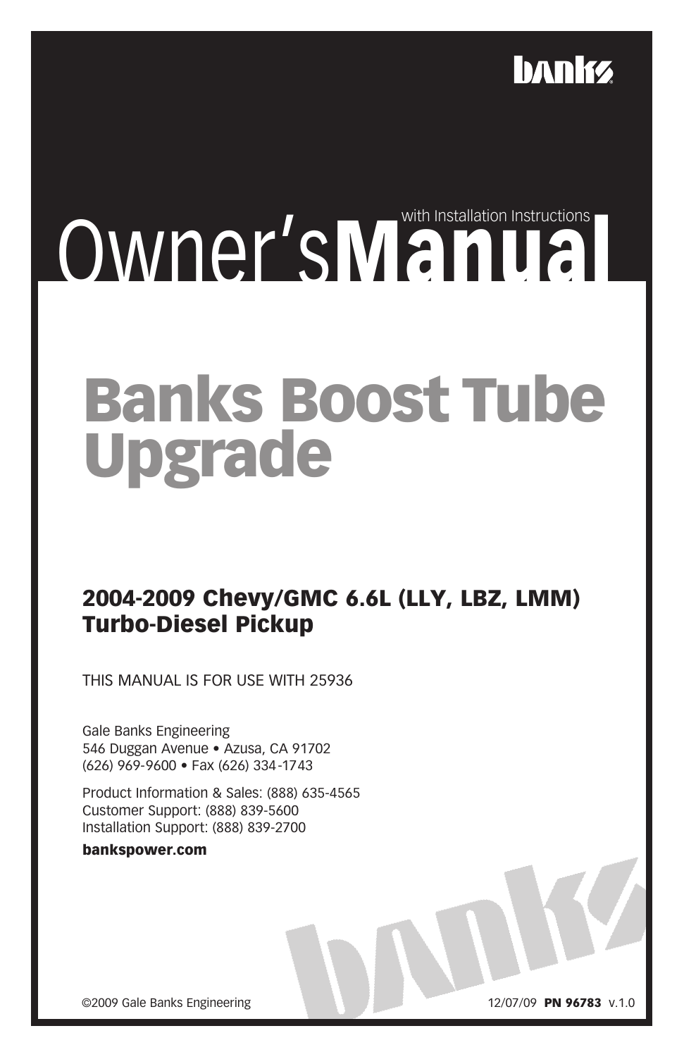banks

# Owner's Manual
with Installation Instructions

# Banks Boost Tube Upgrade

## 2004-2009 Chevy/GMC 6.6L (LLY, LBZ, LMM) Turbo-Diesel Pickup

THIS MANUAL IS FOR USE WITH 25936

Gale Banks Engineering
546 Duggan Avenue • Azusa, CA 91702
(626) 969-9600 • Fax (626) 334-1743

Product Information & Sales: (888) 635-4565
Customer Support: (888) 839-5600
Installation Support: (888) 839-2700

**bankspower.com**

©2009 Gale Banks Engineering

12/07/09 **PN 96783** v.1.0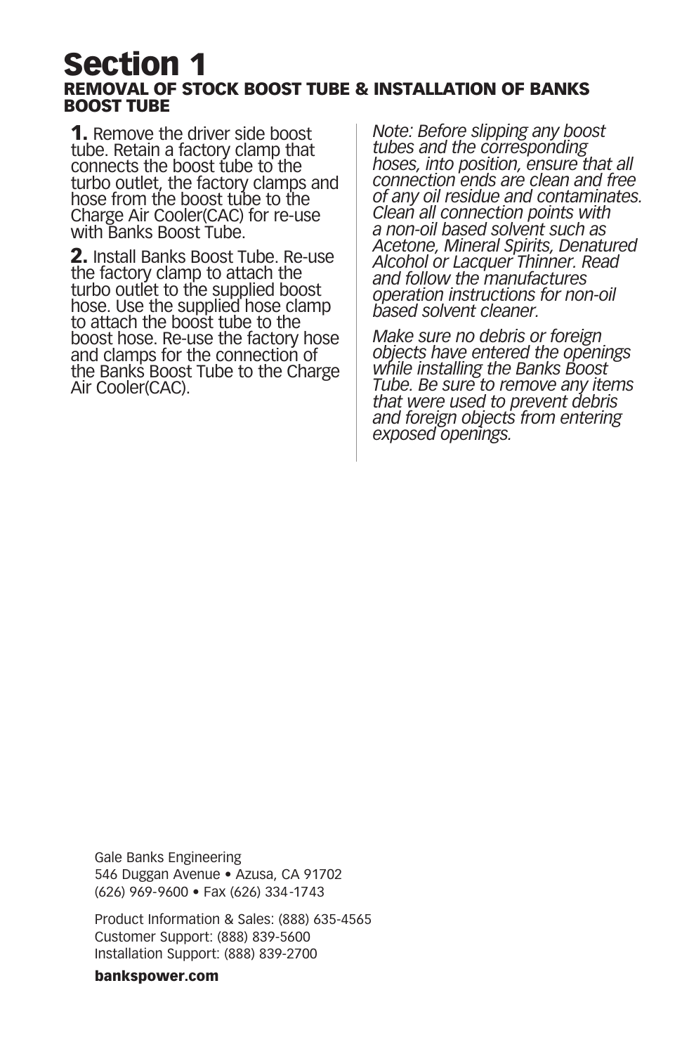# Section 1

## REMOVAL OF STOCK BOOST TUBE & INSTALLATION OF BANKS BOOST TUBE

**1.** Remove the driver side boost tube. Retain a factory clamp that connects the boost tube to the turbo outlet, the factory clamps and hose from the boost tube to the Charge Air Cooler(CAC) for re-use with Banks Boost Tube.

**2.** Install Banks Boost Tube. Re-use the factory clamp to attach the turbo outlet to the supplied boost hose. Use the supplied hose clamp to attach the boost tube to the boost hose. Re-use the factory hose and clamps for the connection of the Banks Boost Tube to the Charge Air Cooler(CAC).

*Note: Before slipping any boost tubes and the corresponding hoses, into position, ensure that all connection ends are clean and free of any oil residue and contaminates. Clean all connection points with a non-oil based solvent such as Acetone, Mineral Spirits, Denatured Alcohol or Lacquer Thinner. Read and follow the manufactures operation instructions for non-oil based solvent cleaner.*

*Make sure no debris or foreign objects have entered the openings while installing the Banks Boost Tube. Be sure to remove any items that were used to prevent debris and foreign objects from entering exposed openings.*

Gale Banks Engineering
546 Duggan Avenue • Azusa, CA 91702
(626) 969-9600 • Fax (626) 334-1743

Product Information & Sales: (888) 635-4565
Customer Support: (888) 839-5600
Installation Support: (888) 839-2700

**bankspower.com**